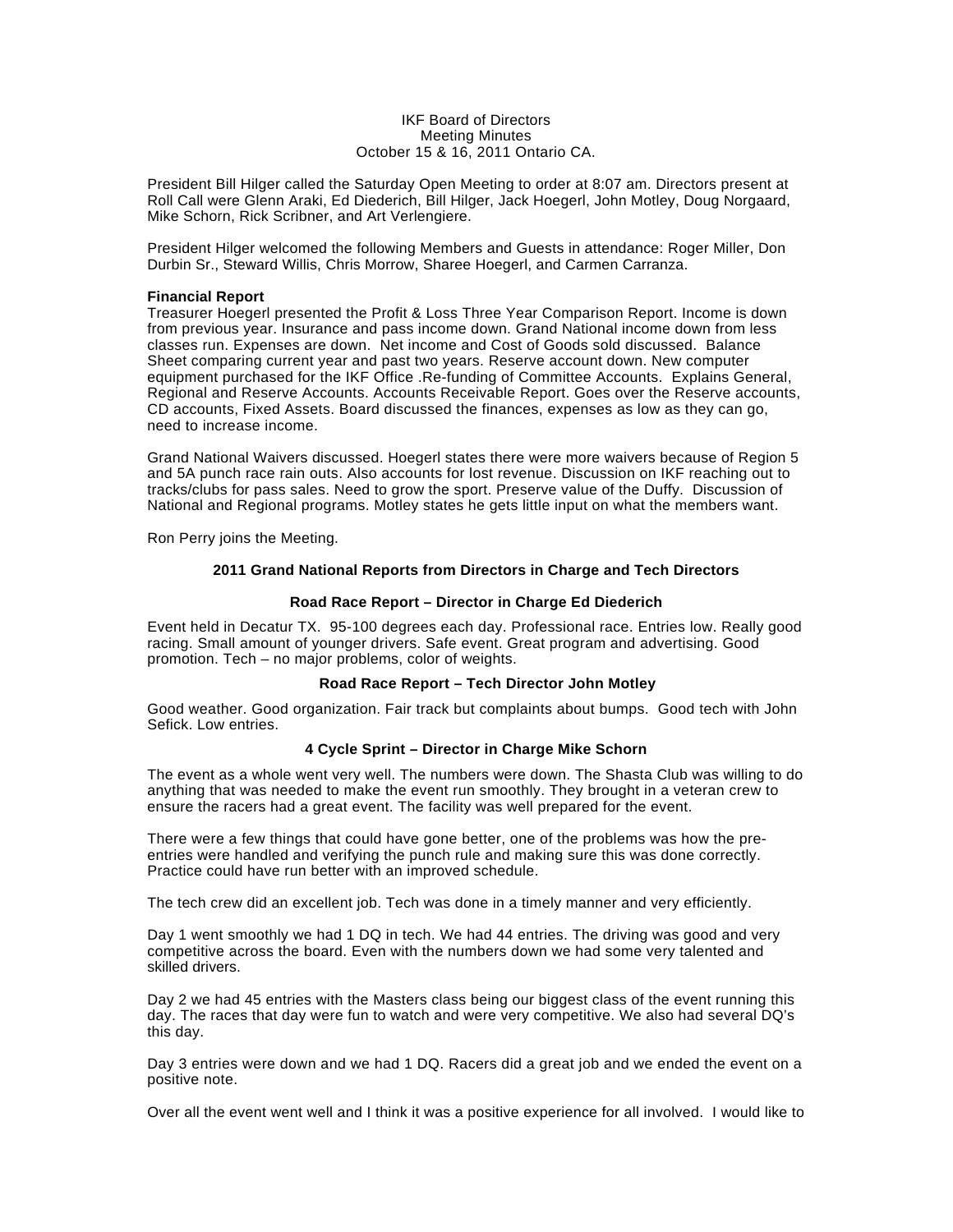IKF Board of Directors
Meeting Minutes
October 15 & 16, 2011 Ontario CA.

President Bill Hilger called the Saturday Open Meeting to order at 8:07 am. Directors present at Roll Call were Glenn Araki, Ed Diederich, Bill Hilger, Jack Hoegerl, John Motley, Doug Norgaard, Mike Schorn, Rick Scribner, and Art Verlengiere.

President Hilger welcomed the following Members and Guests in attendance: Roger Miller, Don Durbin Sr., Steward Willis, Chris Morrow, Sharee Hoegerl, and Carmen Carranza.

**Financial Report**
Treasurer Hoegerl presented the Profit & Loss Three Year Comparison Report. Income is down from previous year. Insurance and pass income down. Grand National income down from less classes run. Expenses are down. Net income and Cost of Goods sold discussed. Balance Sheet comparing current year and past two years. Reserve account down. New computer equipment purchased for the IKF Office .Re-funding of Committee Accounts. Explains General, Regional and Reserve Accounts. Accounts Receivable Report. Goes over the Reserve accounts, CD accounts, Fixed Assets. Board discussed the finances, expenses as low as they can go, need to increase income.

Grand National Waivers discussed. Hoegerl states there were more waivers because of Region 5 and 5A punch race rain outs. Also accounts for lost revenue. Discussion on IKF reaching out to tracks/clubs for pass sales. Need to grow the sport. Preserve value of the Duffy. Discussion of National and Regional programs. Motley states he gets little input on what the members want.

Ron Perry joins the Meeting.

### 2011 Grand National Reports from Directors in Charge and Tech Directors

#### Road Race Report – Director in Charge Ed Diederich

Event held in Decatur TX. 95-100 degrees each day. Professional race. Entries low. Really good racing. Small amount of younger drivers. Safe event. Great program and advertising. Good promotion. Tech – no major problems, color of weights.

#### Road Race Report – Tech Director John Motley

Good weather. Good organization. Fair track but complaints about bumps. Good tech with John Sefick. Low entries.

#### 4 Cycle Sprint – Director in Charge Mike Schorn

The event as a whole went very well. The numbers were down. The Shasta Club was willing to do anything that was needed to make the event run smoothly. They brought in a veteran crew to ensure the racers had a great event. The facility was well prepared for the event.

There were a few things that could have gone better, one of the problems was how the pre-entries were handled and verifying the punch rule and making sure this was done correctly. Practice could have run better with an improved schedule.

The tech crew did an excellent job. Tech was done in a timely manner and very efficiently.

Day 1 went smoothly we had 1 DQ in tech. We had 44 entries. The driving was good and very competitive across the board. Even with the numbers down we had some very talented and skilled drivers.

Day 2 we had 45 entries with the Masters class being our biggest class of the event running this day. The races that day were fun to watch and were very competitive. We also had several DQ's this day.

Day 3 entries were down and we had 1 DQ. Racers did a great job and we ended the event on a positive note.

Over all the event went well and I think it was a positive experience for all involved. I would like to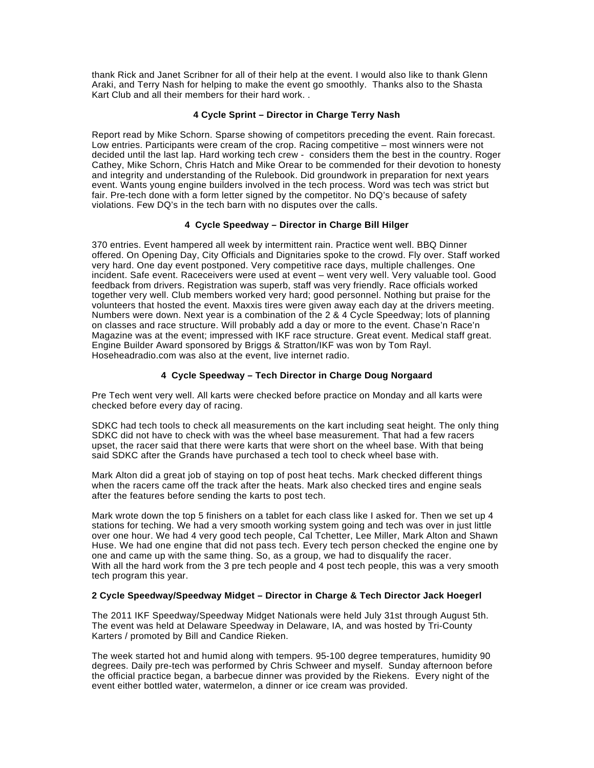thank Rick and Janet Scribner for all of their help at the event. I would also like to thank Glenn Araki, and Terry Nash for helping to make the event go smoothly. Thanks also to the Shasta Kart Club and all their members for their hard work. .

### 4 Cycle Sprint – Director in Charge Terry Nash

Report read by Mike Schorn. Sparse showing of competitors preceding the event. Rain forecast. Low entries. Participants were cream of the crop. Racing competitive – most winners were not decided until the last lap. Hard working tech crew - considers them the best in the country. Roger Cathey, Mike Schorn, Chris Hatch and Mike Orear to be commended for their devotion to honesty and integrity and understanding of the Rulebook. Did groundwork in preparation for next years event. Wants young engine builders involved in the tech process. Word was tech was strict but fair. Pre-tech done with a form letter signed by the competitor. No DQ's because of safety violations. Few DQ's in the tech barn with no disputes over the calls.

### 4 Cycle Speedway – Director in Charge Bill Hilger

370 entries. Event hampered all week by intermittent rain. Practice went well. BBQ Dinner offered. On Opening Day, City Officials and Dignitaries spoke to the crowd. Fly over. Staff worked very hard. One day event postponed. Very competitive race days, multiple challenges. One incident. Safe event. Raceceivers were used at event – went very well. Very valuable tool. Good feedback from drivers. Registration was superb, staff was very friendly. Race officials worked together very well. Club members worked very hard; good personnel. Nothing but praise for the volunteers that hosted the event. Maxxis tires were given away each day at the drivers meeting. Numbers were down. Next year is a combination of the 2 & 4 Cycle Speedway; lots of planning on classes and race structure. Will probably add a day or more to the event. Chase'n Race'n Magazine was at the event; impressed with IKF race structure. Great event. Medical staff great. Engine Builder Award sponsored by Briggs & Stratton/IKF was won by Tom Rayl. Hoseheadradio.com was also at the event, live internet radio.

### 4 Cycle Speedway – Tech Director in Charge Doug Norgaard

Pre Tech went very well. All karts were checked before practice on Monday and all karts were checked before every day of racing.

SDKC had tech tools to check all measurements on the kart including seat height. The only thing SDKC did not have to check with was the wheel base measurement. That had a few racers upset, the racer said that there were karts that were short on the wheel base. With that being said SDKC after the Grands have purchased a tech tool to check wheel base with.

Mark Alton did a great job of staying on top of post heat techs. Mark checked different things when the racers came off the track after the heats. Mark also checked tires and engine seals after the features before sending the karts to post tech.

Mark wrote down the top 5 finishers on a tablet for each class like I asked for. Then we set up 4 stations for teching. We had a very smooth working system going and tech was over in just little over one hour. We had 4 very good tech people, Cal Tchetter, Lee Miller, Mark Alton and Shawn Huse. We had one engine that did not pass tech. Every tech person checked the engine one by one and came up with the same thing. So, as a group, we had to disqualify the racer.
With all the hard work from the 3 pre tech people and 4 post tech people, this was a very smooth tech program this year.

**2 Cycle Speedway/Speedway Midget – Director in Charge & Tech Director Jack Hoegerl**

The 2011 IKF Speedway/Speedway Midget Nationals were held July 31st through August 5th. The event was held at Delaware Speedway in Delaware, IA, and was hosted by Tri-County Karters / promoted by Bill and Candice Rieken.

The week started hot and humid along with tempers. 95-100 degree temperatures, humidity 90 degrees. Daily pre-tech was performed by Chris Schweer and myself. Sunday afternoon before the official practice began, a barbecue dinner was provided by the Riekens. Every night of the event either bottled water, watermelon, a dinner or ice cream was provided.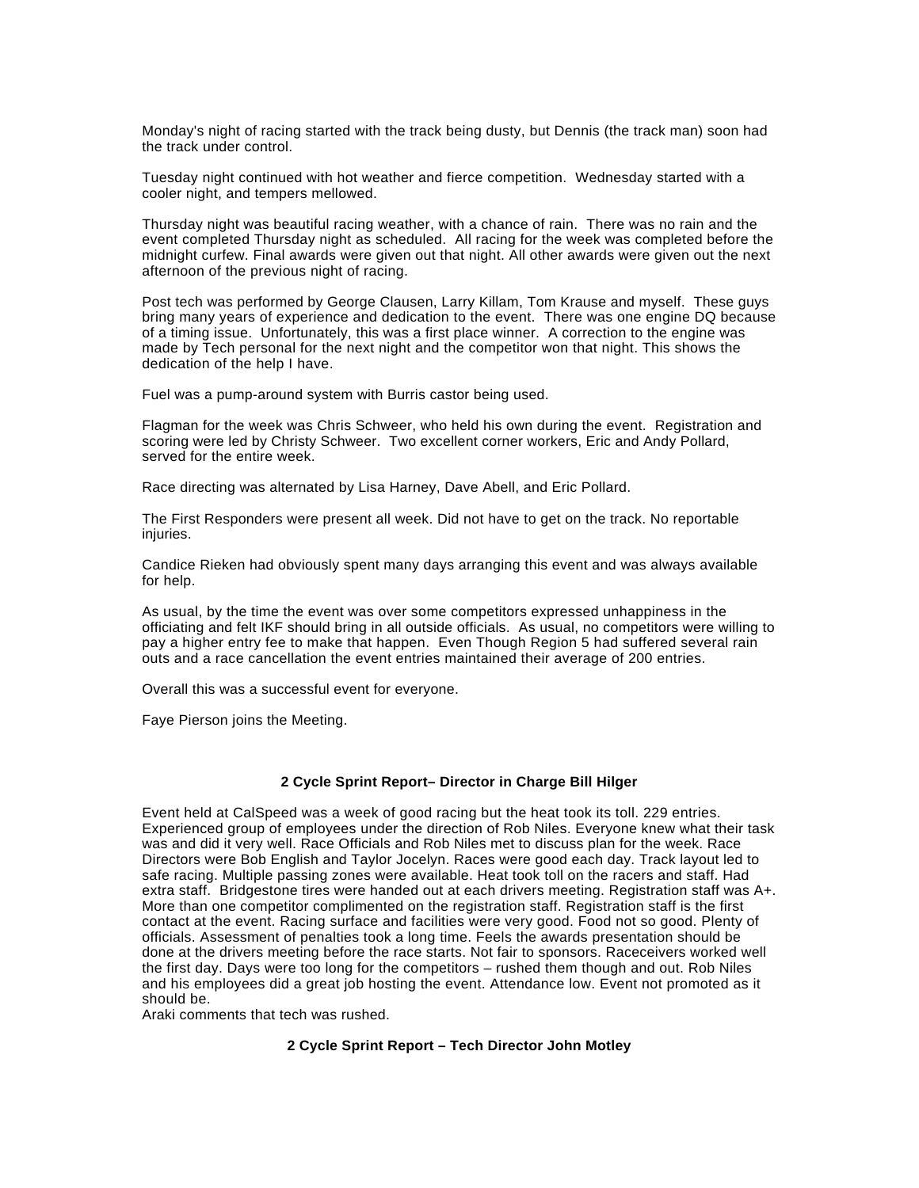Monday's night of racing started with the track being dusty, but Dennis (the track man) soon had the track under control.

Tuesday night continued with hot weather and fierce competition. Wednesday started with a cooler night, and tempers mellowed.

Thursday night was beautiful racing weather, with a chance of rain. There was no rain and the event completed Thursday night as scheduled. All racing for the week was completed before the midnight curfew. Final awards were given out that night. All other awards were given out the next afternoon of the previous night of racing.

Post tech was performed by George Clausen, Larry Killam, Tom Krause and myself. These guys bring many years of experience and dedication to the event. There was one engine DQ because of a timing issue. Unfortunately, this was a first place winner. A correction to the engine was made by Tech personal for the next night and the competitor won that night. This shows the dedication of the help I have.

Fuel was a pump-around system with Burris castor being used.

Flagman for the week was Chris Schweer, who held his own during the event. Registration and scoring were led by Christy Schweer. Two excellent corner workers, Eric and Andy Pollard, served for the entire week.

Race directing was alternated by Lisa Harney, Dave Abell, and Eric Pollard.

The First Responders were present all week. Did not have to get on the track. No reportable injuries.

Candice Rieken had obviously spent many days arranging this event and was always available for help.

As usual, by the time the event was over some competitors expressed unhappiness in the officiating and felt IKF should bring in all outside officials. As usual, no competitors were willing to pay a higher entry fee to make that happen. Even Though Region 5 had suffered several rain outs and a race cancellation the event entries maintained their average of 200 entries.

Overall this was a successful event for everyone.

Faye Pierson joins the Meeting.

### 2 Cycle Sprint Report– Director in Charge Bill Hilger

Event held at CalSpeed was a week of good racing but the heat took its toll. 229 entries. Experienced group of employees under the direction of Rob Niles. Everyone knew what their task was and did it very well. Race Officials and Rob Niles met to discuss plan for the week. Race Directors were Bob English and Taylor Jocelyn. Races were good each day. Track layout led to safe racing. Multiple passing zones were available. Heat took toll on the racers and staff. Had extra staff. Bridgestone tires were handed out at each drivers meeting. Registration staff was A+. More than one competitor complimented on the registration staff. Registration staff is the first contact at the event. Racing surface and facilities were very good. Food not so good. Plenty of officials. Assessment of penalties took a long time. Feels the awards presentation should be done at the drivers meeting before the race starts. Not fair to sponsors. Raceceivers worked well the first day. Days were too long for the competitors – rushed them though and out. Rob Niles and his employees did a great job hosting the event. Attendance low. Event not promoted as it should be.
Araki comments that tech was rushed.

### 2 Cycle Sprint Report – Tech Director John Motley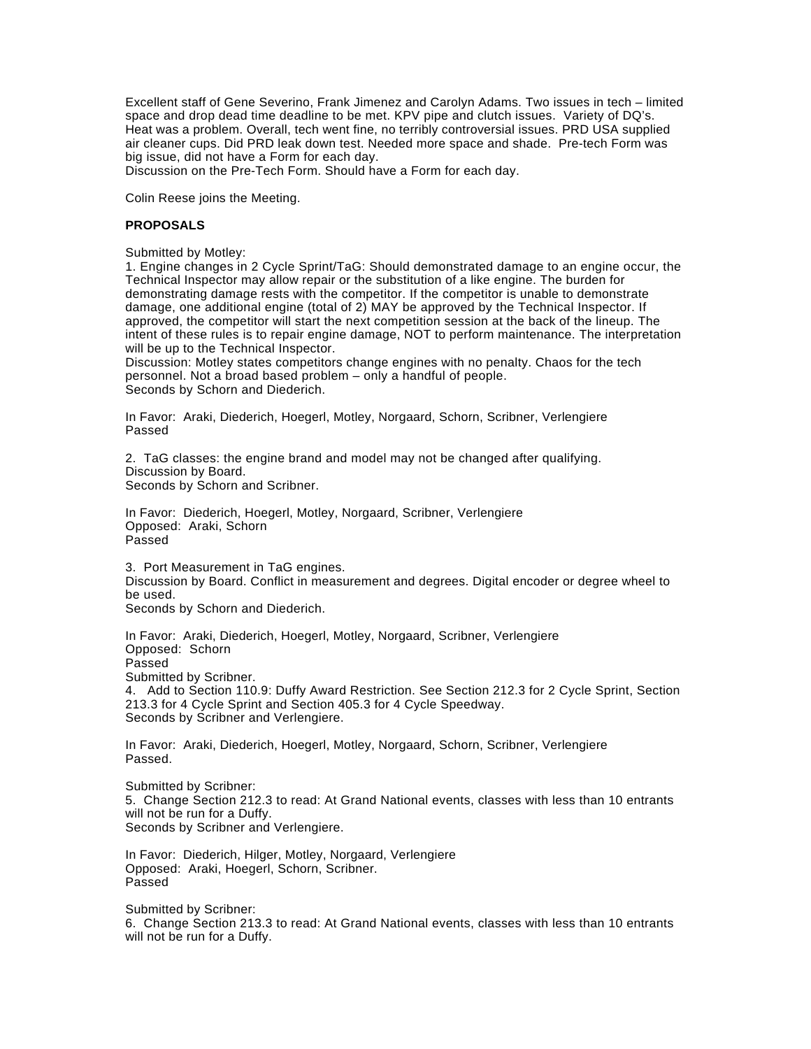Excellent staff of Gene Severino, Frank Jimenez and Carolyn Adams. Two issues in tech – limited space and drop dead time deadline to be met. KPV pipe and clutch issues. Variety of DQ's. Heat was a problem. Overall, tech went fine, no terribly controversial issues. PRD USA supplied air cleaner cups. Did PRD leak down test. Needed more space and shade. Pre-tech Form was big issue, did not have a Form for each day.
Discussion on the Pre-Tech Form. Should have a Form for each day.

Colin Reese joins the Meeting.

**PROPOSALS**

Submitted by Motley:
1. Engine changes in 2 Cycle Sprint/TaG: Should demonstrated damage to an engine occur, the Technical Inspector may allow repair or the substitution of a like engine. The burden for demonstrating damage rests with the competitor. If the competitor is unable to demonstrate damage, one additional engine (total of 2) MAY be approved by the Technical Inspector. If approved, the competitor will start the next competition session at the back of the lineup. The intent of these rules is to repair engine damage, NOT to perform maintenance. The interpretation will be up to the Technical Inspector.
Discussion: Motley states competitors change engines with no penalty. Chaos for the tech personnel. Not a broad based problem – only a handful of people.
Seconds by Schorn and Diederich.

In Favor: Araki, Diederich, Hoegerl, Motley, Norgaard, Schorn, Scribner, Verlengiere
Passed

2. TaG classes: the engine brand and model may not be changed after qualifying.
Discussion by Board.
Seconds by Schorn and Scribner.

In Favor: Diederich, Hoegerl, Motley, Norgaard, Scribner, Verlengiere
Opposed: Araki, Schorn
Passed

3. Port Measurement in TaG engines.
Discussion by Board. Conflict in measurement and degrees. Digital encoder or degree wheel to be used.
Seconds by Schorn and Diederich.

In Favor: Araki, Diederich, Hoegerl, Motley, Norgaard, Scribner, Verlengiere
Opposed: Schorn
Passed
Submitted by Scribner.
4. Add to Section 110.9: Duffy Award Restriction. See Section 212.3 for 2 Cycle Sprint, Section 213.3 for 4 Cycle Sprint and Section 405.3 for 4 Cycle Speedway.
Seconds by Scribner and Verlengiere.

In Favor: Araki, Diederich, Hoegerl, Motley, Norgaard, Schorn, Scribner, Verlengiere
Passed.

Submitted by Scribner:
5. Change Section 212.3 to read: At Grand National events, classes with less than 10 entrants will not be run for a Duffy.
Seconds by Scribner and Verlengiere.

In Favor: Diederich, Hilger, Motley, Norgaard, Verlengiere
Opposed: Araki, Hoegerl, Schorn, Scribner.
Passed

Submitted by Scribner:
6. Change Section 213.3 to read: At Grand National events, classes with less than 10 entrants will not be run for a Duffy.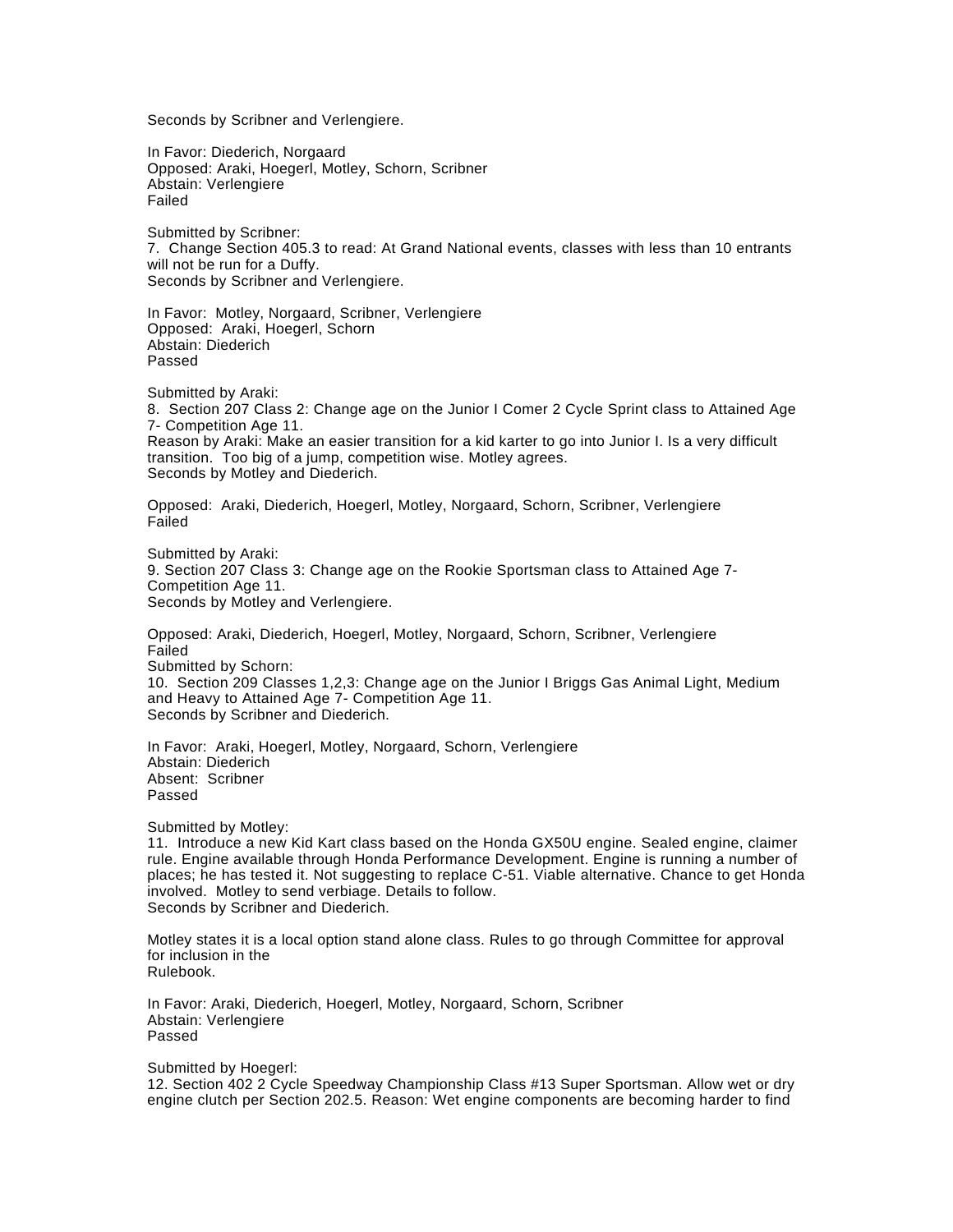Seconds by Scribner and Verlengiere.

In Favor: Diederich, Norgaard
Opposed: Araki, Hoegerl, Motley, Schorn, Scribner
Abstain: Verlengiere
Failed

Submitted by Scribner:
7. Change Section 405.3 to read: At Grand National events, classes with less than 10 entrants will not be run for a Duffy.
Seconds by Scribner and Verlengiere.

In Favor: Motley, Norgaard, Scribner, Verlengiere
Opposed: Araki, Hoegerl, Schorn
Abstain: Diederich
Passed

Submitted by Araki:
8. Section 207 Class 2: Change age on the Junior I Comer 2 Cycle Sprint class to Attained Age 7- Competition Age 11.
Reason by Araki: Make an easier transition for a kid karter to go into Junior I. Is a very difficult transition. Too big of a jump, competition wise. Motley agrees.
Seconds by Motley and Diederich.

Opposed: Araki, Diederich, Hoegerl, Motley, Norgaard, Schorn, Scribner, Verlengiere
Failed

Submitted by Araki:
9. Section 207 Class 3: Change age on the Rookie Sportsman class to Attained Age 7- Competition Age 11.
Seconds by Motley and Verlengiere.

Opposed: Araki, Diederich, Hoegerl, Motley, Norgaard, Schorn, Scribner, Verlengiere
Failed
Submitted by Schorn:
10. Section 209 Classes 1,2,3: Change age on the Junior I Briggs Gas Animal Light, Medium and Heavy to Attained Age 7- Competition Age 11.
Seconds by Scribner and Diederich.

In Favor: Araki, Hoegerl, Motley, Norgaard, Schorn, Verlengiere
Abstain: Diederich
Absent: Scribner
Passed

Submitted by Motley:
11. Introduce a new Kid Kart class based on the Honda GX50U engine. Sealed engine, claimer rule. Engine available through Honda Performance Development. Engine is running a number of places; he has tested it. Not suggesting to replace C-51. Viable alternative. Chance to get Honda involved. Motley to send verbiage. Details to follow.
Seconds by Scribner and Diederich.

Motley states it is a local option stand alone class. Rules to go through Committee for approval for inclusion in the
Rulebook.

In Favor: Araki, Diederich, Hoegerl, Motley, Norgaard, Schorn, Scribner
Abstain: Verlengiere
Passed

Submitted by Hoegerl:
12. Section 402 2 Cycle Speedway Championship Class #13 Super Sportsman. Allow wet or dry engine clutch per Section 202.5. Reason: Wet engine components are becoming harder to find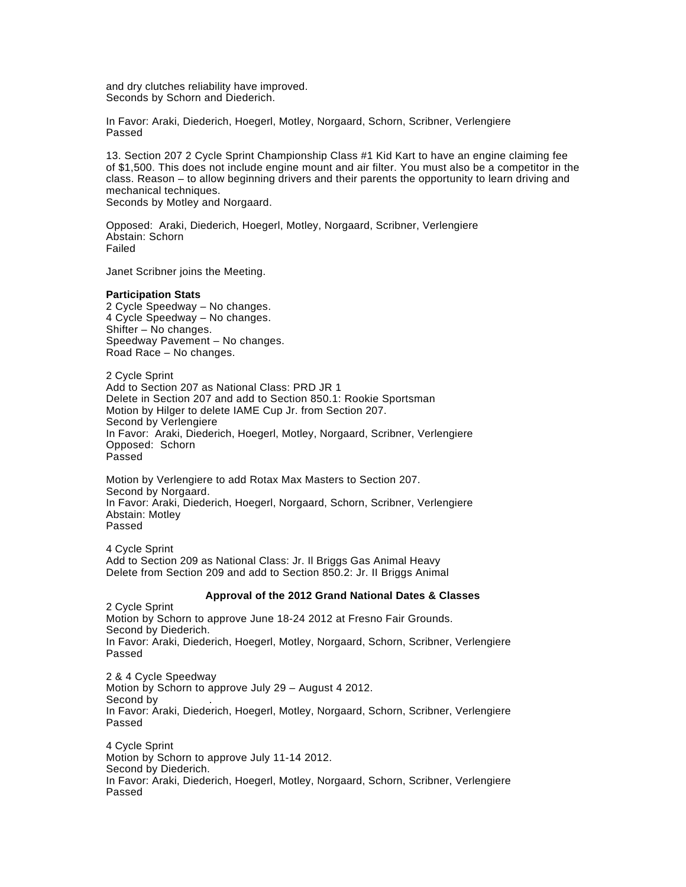and dry clutches reliability have improved.
Seconds by Schorn and Diederich.

In Favor: Araki, Diederich, Hoegerl, Motley, Norgaard, Schorn, Scribner, Verlengiere
Passed

13. Section 207 2 Cycle Sprint Championship Class #1 Kid Kart to have an engine claiming fee of $1,500. This does not include engine mount and air filter. You must also be a competitor in the class. Reason – to allow beginning drivers and their parents the opportunity to learn driving and mechanical techniques.
Seconds by Motley and Norgaard.

Opposed: Araki, Diederich, Hoegerl, Motley, Norgaard, Scribner, Verlengiere
Abstain: Schorn
Failed

Janet Scribner joins the Meeting.

**Participation Stats**
2 Cycle Speedway – No changes.
4 Cycle Speedway – No changes.
Shifter – No changes.
Speedway Pavement – No changes.
Road Race – No changes.

2 Cycle Sprint
Add to Section 207 as National Class: PRD JR 1
Delete in Section 207 and add to Section 850.1: Rookie Sportsman
Motion by Hilger to delete IAME Cup Jr. from Section 207.
Second by Verlengiere
In Favor: Araki, Diederich, Hoegerl, Motley, Norgaard, Scribner, Verlengiere
Opposed: Schorn
Passed

Motion by Verlengiere to add Rotax Max Masters to Section 207.
Second by Norgaard.
In Favor: Araki, Diederich, Hoegerl, Norgaard, Schorn, Scribner, Verlengiere
Abstain: Motley
Passed

4 Cycle Sprint
Add to Section 209 as National Class: Jr. Il Briggs Gas Animal Heavy
Delete from Section 209 and add to Section 850.2: Jr. II Briggs Animal

**Approval of the 2012 Grand National Dates & Classes**

2 Cycle Sprint
Motion by Schorn to approve June 18-24 2012 at Fresno Fair Grounds.
Second by Diederich.
In Favor: Araki, Diederich, Hoegerl, Motley, Norgaard, Schorn, Scribner, Verlengiere
Passed

2 & 4 Cycle Speedway
Motion by Schorn to approve July 29 – August 4 2012.
Second by .
In Favor: Araki, Diederich, Hoegerl, Motley, Norgaard, Schorn, Scribner, Verlengiere
Passed

4 Cycle Sprint
Motion by Schorn to approve July 11-14 2012.
Second by Diederich.
In Favor: Araki, Diederich, Hoegerl, Motley, Norgaard, Schorn, Scribner, Verlengiere
Passed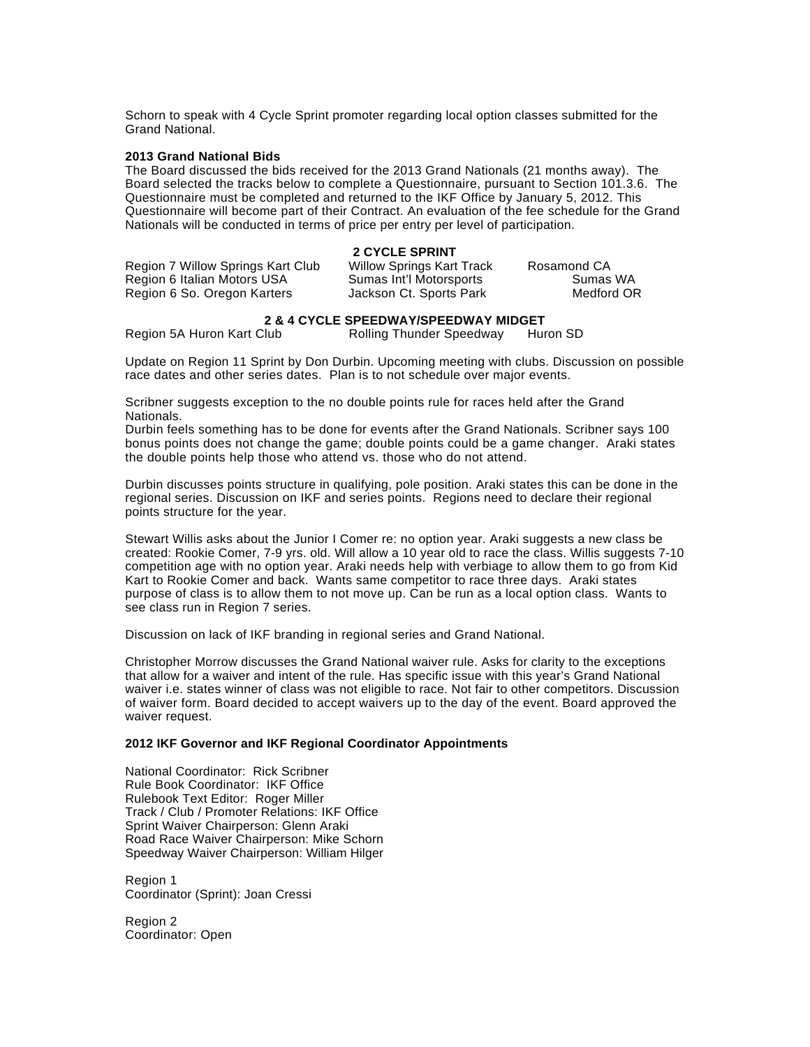Schorn to speak with 4 Cycle Sprint promoter regarding local option classes submitted for the Grand National.

**2013 Grand National Bids**

The Board discussed the bids received for the 2013 Grand Nationals (21 months away). The Board selected the tracks below to complete a Questionnaire, pursuant to Section 101.3.6. The Questionnaire must be completed and returned to the IKF Office by January 5, 2012. This Questionnaire will become part of their Contract. An evaluation of the fee schedule for the Grand Nationals will be conducted in terms of price per entry per level of participation.

**2 CYCLE SPRINT**

| | | |
|---|---|---|
| Region 7 Willow Springs Kart Club | Willow Springs Kart Track | Rosamond CA |
| Region 6 Italian Motors USA | Sumas Int'l Motorsports | Sumas WA |
| Region 6 So. Oregon Karters | Jackson Ct. Sports Park | Medford OR |

**2 & 4 CYCLE SPEEDWAY/SPEEDWAY MIDGET**

| | | |
|---|---|---|
| Region 5A Huron Kart Club | Rolling Thunder Speedway | Huron SD |

Update on Region 11 Sprint by Don Durbin. Upcoming meeting with clubs. Discussion on possible race dates and other series dates. Plan is to not schedule over major events.

Scribner suggests exception to the no double points rule for races held after the Grand Nationals.

Durbin feels something has to be done for events after the Grand Nationals. Scribner says 100 bonus points does not change the game; double points could be a game changer. Araki states the double points help those who attend vs. those who do not attend.

Durbin discusses points structure in qualifying, pole position. Araki states this can be done in the regional series. Discussion on IKF and series points. Regions need to declare their regional points structure for the year.

Stewart Willis asks about the Junior I Comer re: no option year. Araki suggests a new class be created: Rookie Comer, 7-9 yrs. old. Will allow a 10 year old to race the class. Willis suggests 7-10 competition age with no option year. Araki needs help with verbiage to allow them to go from Kid Kart to Rookie Comer and back. Wants same competitor to race three days. Araki states purpose of class is to allow them to not move up. Can be run as a local option class. Wants to see class run in Region 7 series.

Discussion on lack of IKF branding in regional series and Grand National.

Christopher Morrow discusses the Grand National waiver rule. Asks for clarity to the exceptions that allow for a waiver and intent of the rule. Has specific issue with this year's Grand National waiver i.e. states winner of class was not eligible to race. Not fair to other competitors. Discussion of waiver form. Board decided to accept waivers up to the day of the event. Board approved the waiver request.

**2012 IKF Governor and IKF Regional Coordinator Appointments**

National Coordinator: Rick Scribner
Rule Book Coordinator: IKF Office
Rulebook Text Editor: Roger Miller
Track / Club / Promoter Relations: IKF Office
Sprint Waiver Chairperson: Glenn Araki
Road Race Waiver Chairperson: Mike Schorn
Speedway Waiver Chairperson: William Hilger

Region 1
Coordinator (Sprint): Joan Cressi

Region 2
Coordinator: Open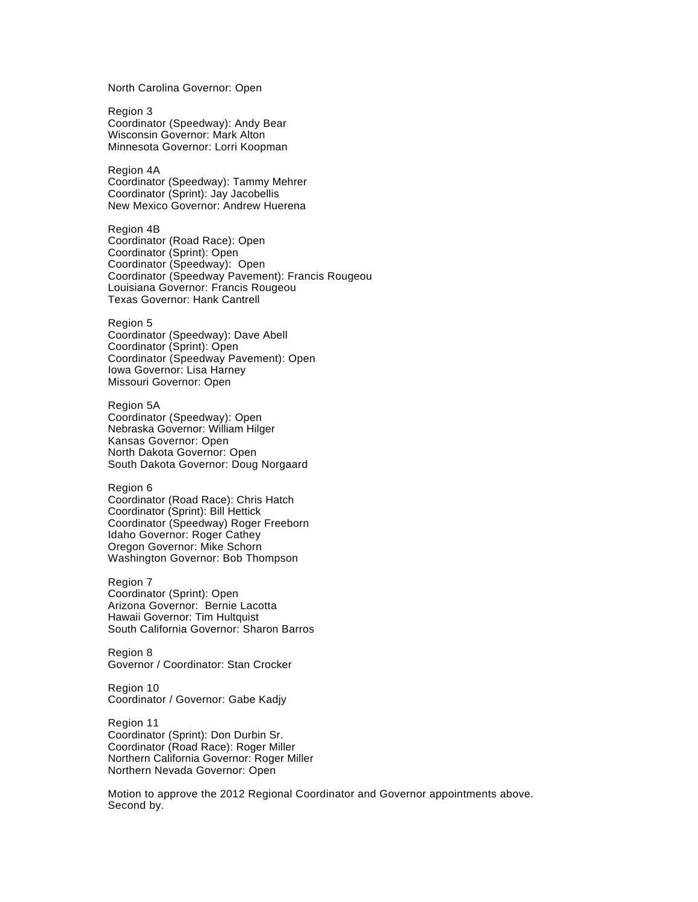North Carolina Governor: Open

Region 3
Coordinator (Speedway): Andy Bear
Wisconsin Governor: Mark Alton
Minnesota Governor: Lorri Koopman

Region 4A
Coordinator (Speedway): Tammy Mehrer
Coordinator (Sprint): Jay Jacobellis
New Mexico Governor: Andrew Huerena

Region 4B
Coordinator (Road Race): Open
Coordinator (Sprint): Open
Coordinator (Speedway): Open
Coordinator (Speedway Pavement): Francis Rougeou
Louisiana Governor: Francis Rougeou
Texas Governor: Hank Cantrell

Region 5
Coordinator (Speedway): Dave Abell
Coordinator (Sprint): Open
Coordinator (Speedway Pavement): Open
Iowa Governor: Lisa Harney
Missouri Governor: Open

Region 5A
Coordinator (Speedway): Open
Nebraska Governor: William Hilger
Kansas Governor: Open
North Dakota Governor: Open
South Dakota Governor: Doug Norgaard

Region 6
Coordinator (Road Race): Chris Hatch
Coordinator (Sprint): Bill Hettick
Coordinator (Speedway) Roger Freeborn
Idaho Governor: Roger Cathey
Oregon Governor: Mike Schorn
Washington Governor: Bob Thompson

Region 7
Coordinator (Sprint): Open
Arizona Governor: Bernie Lacotta
Hawaii Governor: Tim Hultquist
South California Governor: Sharon Barros

Region 8
Governor / Coordinator: Stan Crocker

Region 10
Coordinator / Governor: Gabe Kadjy

Region 11
Coordinator (Sprint): Don Durbin Sr.
Coordinator (Road Race): Roger Miller
Northern California Governor: Roger Miller
Northern Nevada Governor: Open

Motion to approve the 2012 Regional Coordinator and Governor appointments above.
Second by.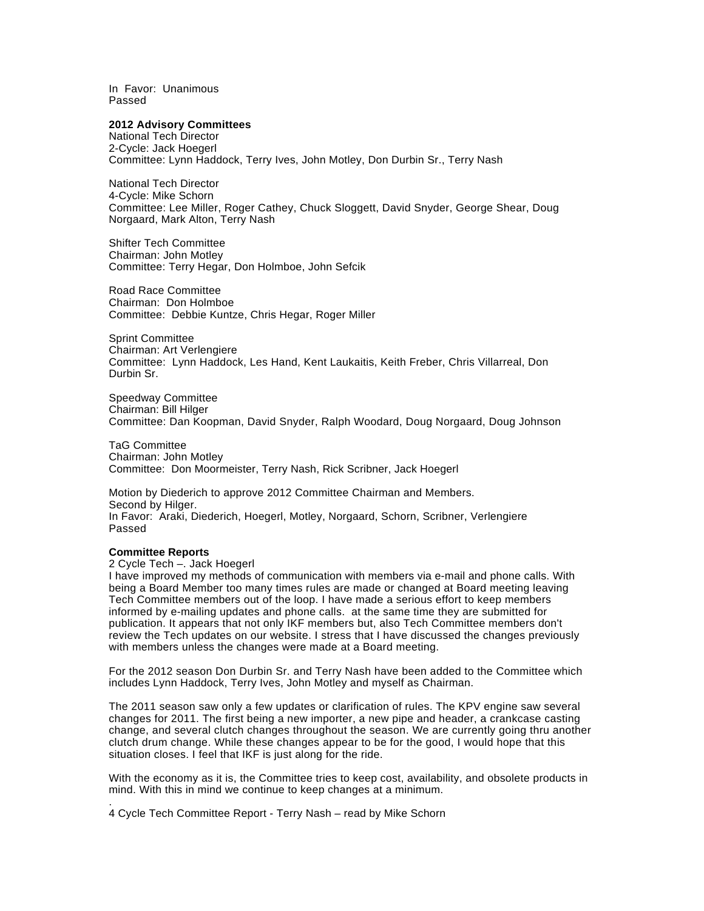In Favor: Unanimous
Passed

**2012 Advisory Committees**
National Tech Director
2-Cycle: Jack Hoegerl
Committee: Lynn Haddock, Terry Ives, John Motley, Don Durbin Sr., Terry Nash

National Tech Director
4-Cycle: Mike Schorn
Committee: Lee Miller, Roger Cathey, Chuck Sloggett, David Snyder, George Shear, Doug Norgaard, Mark Alton, Terry Nash

Shifter Tech Committee
Chairman: John Motley
Committee: Terry Hegar, Don Holmboe, John Sefcik

Road Race Committee
Chairman: Don Holmboe
Committee: Debbie Kuntze, Chris Hegar, Roger Miller

Sprint Committee
Chairman: Art Verlengiere
Committee: Lynn Haddock, Les Hand, Kent Laukaitis, Keith Freber, Chris Villarreal, Don Durbin Sr.

Speedway Committee
Chairman: Bill Hilger
Committee: Dan Koopman, David Snyder, Ralph Woodard, Doug Norgaard, Doug Johnson

TaG Committee
Chairman: John Motley
Committee: Don Moormeister, Terry Nash, Rick Scribner, Jack Hoegerl

Motion by Diederich to approve 2012 Committee Chairman and Members.
Second by Hilger.
In Favor: Araki, Diederich, Hoegerl, Motley, Norgaard, Schorn, Scribner, Verlengiere
Passed

**Committee Reports**
2 Cycle Tech –. Jack Hoegerl
I have improved my methods of communication with members via e-mail and phone calls. With being a Board Member too many times rules are made or changed at Board meeting leaving Tech Committee members out of the loop. I have made a serious effort to keep members informed by e-mailing updates and phone calls. at the same time they are submitted for publication. It appears that not only IKF members but, also Tech Committee members don't review the Tech updates on our website. I stress that I have discussed the changes previously with members unless the changes were made at a Board meeting.

For the 2012 season Don Durbin Sr. and Terry Nash have been added to the Committee which includes Lynn Haddock, Terry Ives, John Motley and myself as Chairman.

The 2011 season saw only a few updates or clarification of rules. The KPV engine saw several changes for 2011. The first being a new importer, a new pipe and header, a crankcase casting change, and several clutch changes throughout the season. We are currently going thru another clutch drum change. While these changes appear to be for the good, I would hope that this situation closes. I feel that IKF is just along for the ride.

With the economy as it is, the Committee tries to keep cost, availability, and obsolete products in mind. With this in mind we continue to keep changes at a minimum.

.
4 Cycle Tech Committee Report - Terry Nash – read by Mike Schorn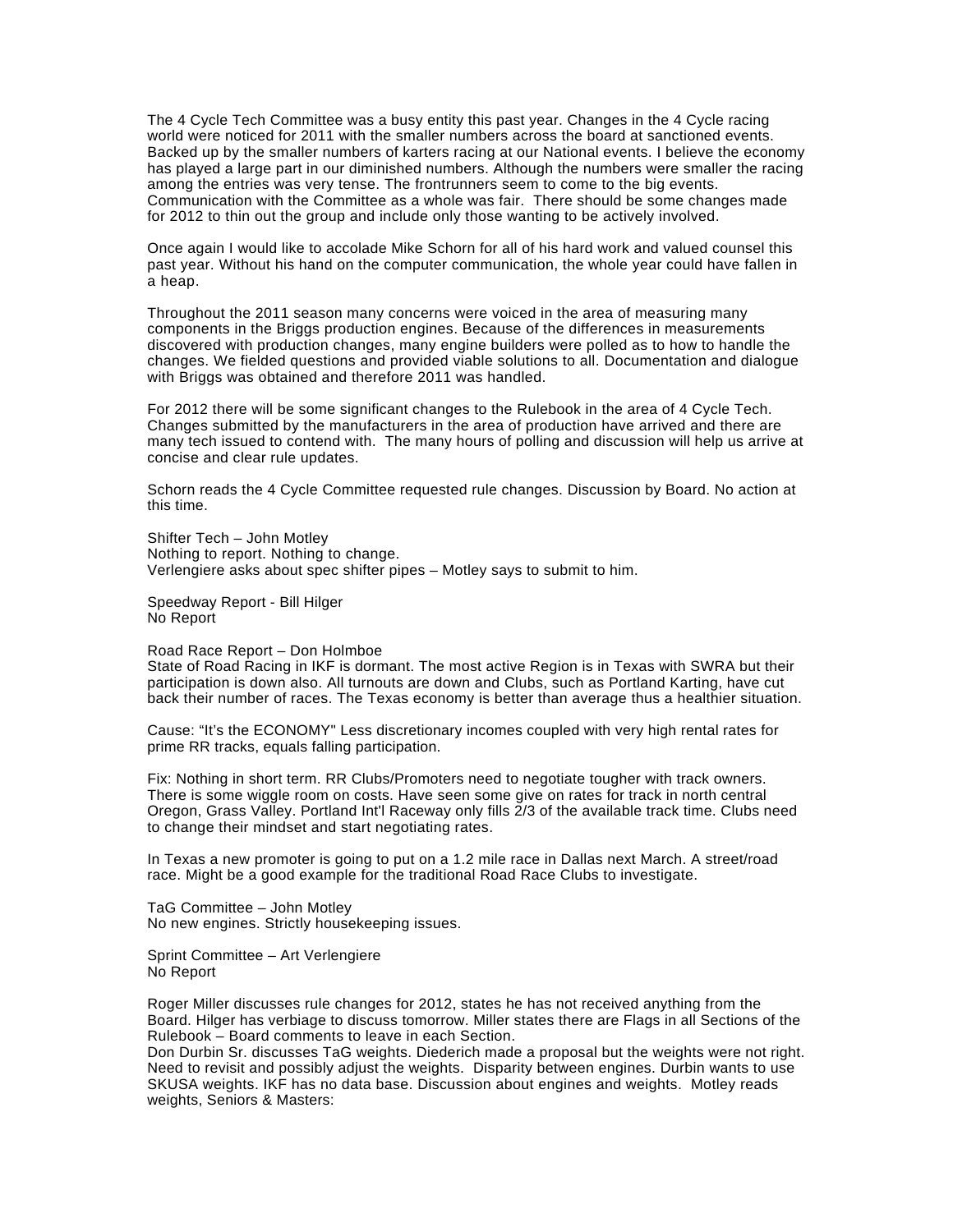The 4 Cycle Tech Committee was a busy entity this past year. Changes in the 4 Cycle racing world were noticed for 2011 with the smaller numbers across the board at sanctioned events. Backed up by the smaller numbers of karters racing at our National events. I believe the economy has played a large part in our diminished numbers. Although the numbers were smaller the racing among the entries was very tense. The frontrunners seem to come to the big events. Communication with the Committee as a whole was fair. There should be some changes made for 2012 to thin out the group and include only those wanting to be actively involved.

Once again I would like to accolade Mike Schorn for all of his hard work and valued counsel this past year. Without his hand on the computer communication, the whole year could have fallen in a heap.

Throughout the 2011 season many concerns were voiced in the area of measuring many components in the Briggs production engines. Because of the differences in measurements discovered with production changes, many engine builders were polled as to how to handle the changes. We fielded questions and provided viable solutions to all. Documentation and dialogue with Briggs was obtained and therefore 2011 was handled.

For 2012 there will be some significant changes to the Rulebook in the area of 4 Cycle Tech. Changes submitted by the manufacturers in the area of production have arrived and there are many tech issued to contend with. The many hours of polling and discussion will help us arrive at concise and clear rule updates.

Schorn reads the 4 Cycle Committee requested rule changes. Discussion by Board. No action at this time.

Shifter Tech – John Motley
Nothing to report. Nothing to change.
Verlengiere asks about spec shifter pipes – Motley says to submit to him.

Speedway Report - Bill Hilger
No Report

Road Race Report – Don Holmboe
State of Road Racing in IKF is dormant. The most active Region is in Texas with SWRA but their participation is down also. All turnouts are down and Clubs, such as Portland Karting, have cut back their number of races. The Texas economy is better than average thus a healthier situation.

Cause: "It's the ECONOMY" Less discretionary incomes coupled with very high rental rates for prime RR tracks, equals falling participation.

Fix: Nothing in short term. RR Clubs/Promoters need to negotiate tougher with track owners. There is some wiggle room on costs. Have seen some give on rates for track in north central Oregon, Grass Valley. Portland Int'l Raceway only fills 2/3 of the available track time. Clubs need to change their mindset and start negotiating rates.

In Texas a new promoter is going to put on a 1.2 mile race in Dallas next March. A street/road race. Might be a good example for the traditional Road Race Clubs to investigate.

TaG Committee – John Motley
No new engines. Strictly housekeeping issues.

Sprint Committee – Art Verlengiere
No Report

Roger Miller discusses rule changes for 2012, states he has not received anything from the Board. Hilger has verbiage to discuss tomorrow. Miller states there are Flags in all Sections of the Rulebook – Board comments to leave in each Section.
Don Durbin Sr. discusses TaG weights. Diederich made a proposal but the weights were not right. Need to revisit and possibly adjust the weights. Disparity between engines. Durbin wants to use SKUSA weights. IKF has no data base. Discussion about engines and weights. Motley reads weights, Seniors & Masters: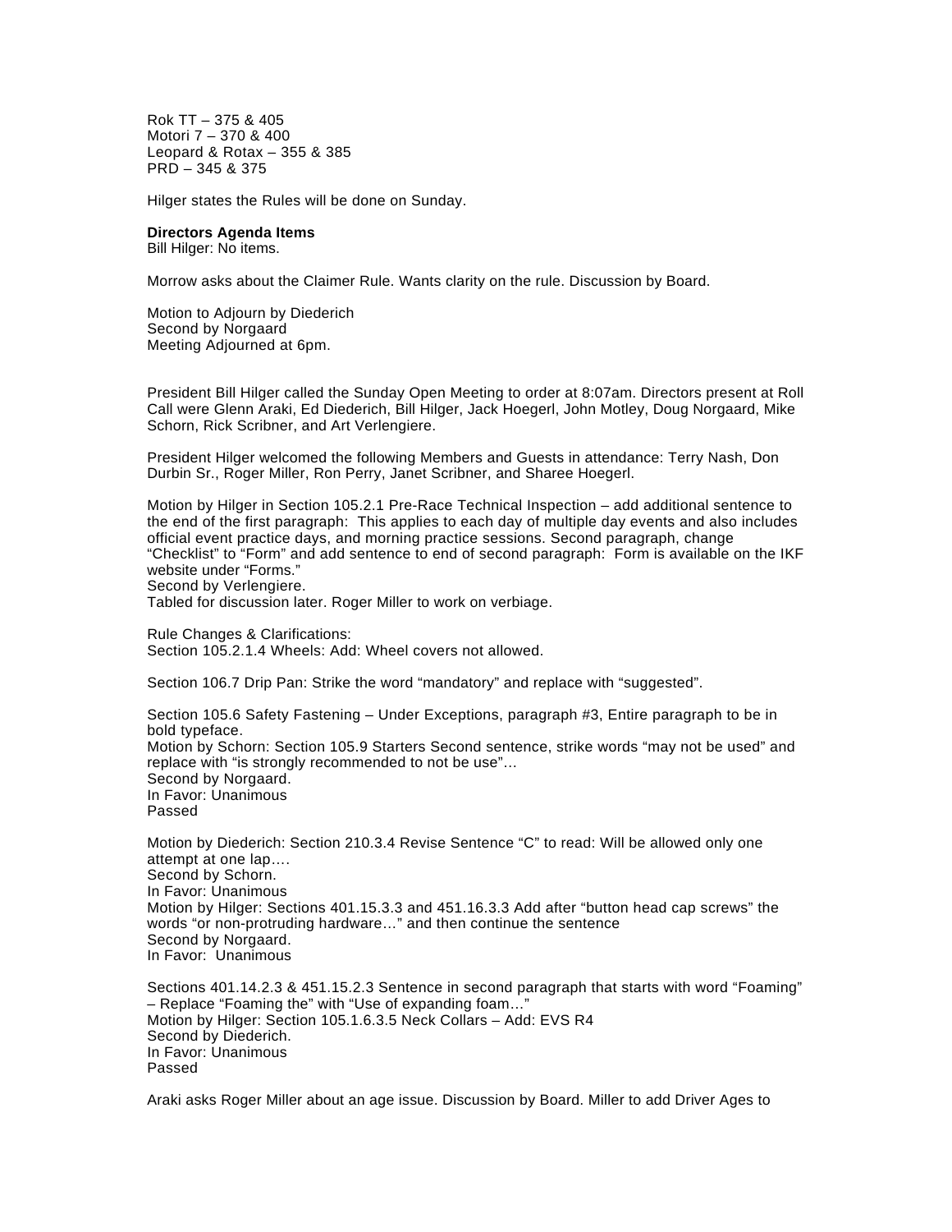Rok TT – 375 & 405
Motori 7 – 370 & 400
Leopard & Rotax – 355 & 385
PRD – 345 & 375

Hilger states the Rules will be done on Sunday.

**Directors Agenda Items**
Bill Hilger: No items.

Morrow asks about the Claimer Rule. Wants clarity on the rule. Discussion by Board.

Motion to Adjourn by Diederich
Second by Norgaard
Meeting Adjourned at 6pm.

President Bill Hilger called the Sunday Open Meeting to order at 8:07am. Directors present at Roll Call were Glenn Araki, Ed Diederich, Bill Hilger, Jack Hoegerl, John Motley, Doug Norgaard, Mike Schorn, Rick Scribner, and Art Verlengiere.

President Hilger welcomed the following Members and Guests in attendance: Terry Nash, Don Durbin Sr., Roger Miller, Ron Perry, Janet Scribner, and Sharee Hoegerl.

Motion by Hilger in Section 105.2.1 Pre-Race Technical Inspection – add additional sentence to the end of the first paragraph: This applies to each day of multiple day events and also includes official event practice days, and morning practice sessions. Second paragraph, change "Checklist" to "Form" and add sentence to end of second paragraph: Form is available on the IKF website under "Forms."
Second by Verlengiere.
Tabled for discussion later. Roger Miller to work on verbiage.

Rule Changes & Clarifications:
Section 105.2.1.4 Wheels: Add: Wheel covers not allowed.

Section 106.7 Drip Pan: Strike the word "mandatory" and replace with "suggested".

Section 105.6 Safety Fastening – Under Exceptions, paragraph #3, Entire paragraph to be in bold typeface.
Motion by Schorn: Section 105.9 Starters Second sentence, strike words "may not be used" and replace with "is strongly recommended to not be use"…
Second by Norgaard.
In Favor: Unanimous
Passed

Motion by Diederich: Section 210.3.4 Revise Sentence "C" to read: Will be allowed only one attempt at one lap….
Second by Schorn.
In Favor: Unanimous
Motion by Hilger: Sections 401.15.3.3 and 451.16.3.3 Add after "button head cap screws" the words "or non-protruding hardware…" and then continue the sentence
Second by Norgaard.
In Favor: Unanimous

Sections 401.14.2.3 & 451.15.2.3 Sentence in second paragraph that starts with word "Foaming" – Replace "Foaming the" with "Use of expanding foam…"
Motion by Hilger: Section 105.1.6.3.5 Neck Collars – Add: EVS R4
Second by Diederich.
In Favor: Unanimous
Passed

Araki asks Roger Miller about an age issue. Discussion by Board. Miller to add Driver Ages to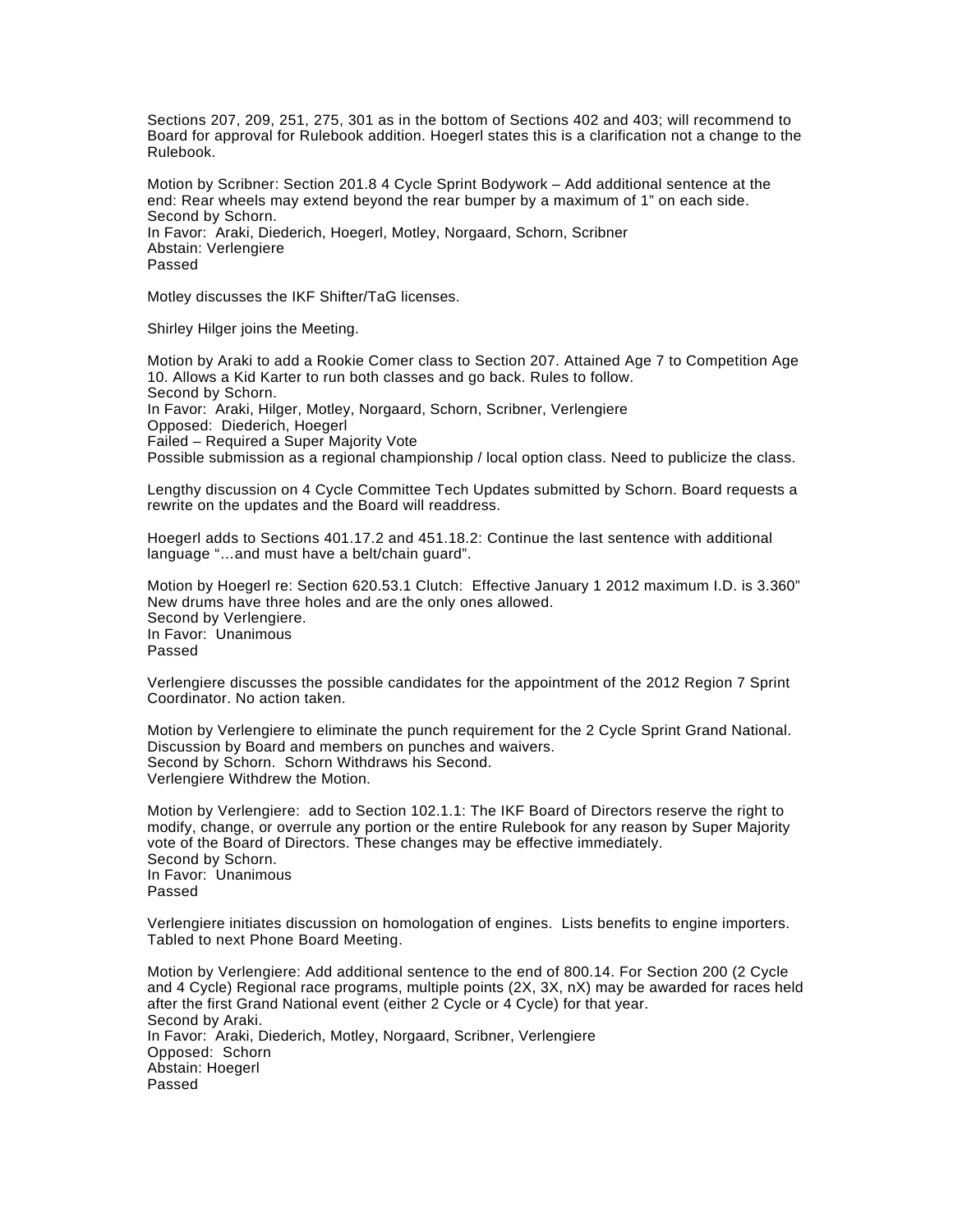Sections 207, 209, 251, 275, 301 as in the bottom of Sections 402 and 403; will recommend to Board for approval for Rulebook addition. Hoegerl states this is a clarification not a change to the Rulebook.

Motion by Scribner: Section 201.8 4 Cycle Sprint Bodywork – Add additional sentence at the end: Rear wheels may extend beyond the rear bumper by a maximum of 1" on each side.
Second by Schorn.
In Favor: Araki, Diederich, Hoegerl, Motley, Norgaard, Schorn, Scribner
Abstain: Verlengiere
Passed

Motley discusses the IKF Shifter/TaG licenses.

Shirley Hilger joins the Meeting.

Motion by Araki to add a Rookie Comer class to Section 207. Attained Age 7 to Competition Age 10. Allows a Kid Karter to run both classes and go back. Rules to follow.
Second by Schorn.
In Favor: Araki, Hilger, Motley, Norgaard, Schorn, Scribner, Verlengiere
Opposed: Diederich, Hoegerl
Failed – Required a Super Majority Vote
Possible submission as a regional championship / local option class. Need to publicize the class.

Lengthy discussion on 4 Cycle Committee Tech Updates submitted by Schorn. Board requests a rewrite on the updates and the Board will readdress.

Hoegerl adds to Sections 401.17.2 and 451.18.2: Continue the last sentence with additional language "…and must have a belt/chain guard".

Motion by Hoegerl re: Section 620.53.1 Clutch: Effective January 1 2012 maximum I.D. is 3.360" New drums have three holes and are the only ones allowed.
Second by Verlengiere.
In Favor: Unanimous
Passed

Verlengiere discusses the possible candidates for the appointment of the 2012 Region 7 Sprint Coordinator. No action taken.

Motion by Verlengiere to eliminate the punch requirement for the 2 Cycle Sprint Grand National. Discussion by Board and members on punches and waivers.
Second by Schorn. Schorn Withdraws his Second.
Verlengiere Withdrew the Motion.

Motion by Verlengiere: add to Section 102.1.1: The IKF Board of Directors reserve the right to modify, change, or overrule any portion or the entire Rulebook for any reason by Super Majority vote of the Board of Directors. These changes may be effective immediately.
Second by Schorn.
In Favor: Unanimous
Passed

Verlengiere initiates discussion on homologation of engines. Lists benefits to engine importers. Tabled to next Phone Board Meeting.

Motion by Verlengiere: Add additional sentence to the end of 800.14. For Section 200 (2 Cycle and 4 Cycle) Regional race programs, multiple points (2X, 3X, nX) may be awarded for races held after the first Grand National event (either 2 Cycle or 4 Cycle) for that year.
Second by Araki.
In Favor: Araki, Diederich, Motley, Norgaard, Scribner, Verlengiere
Opposed: Schorn
Abstain: Hoegerl
Passed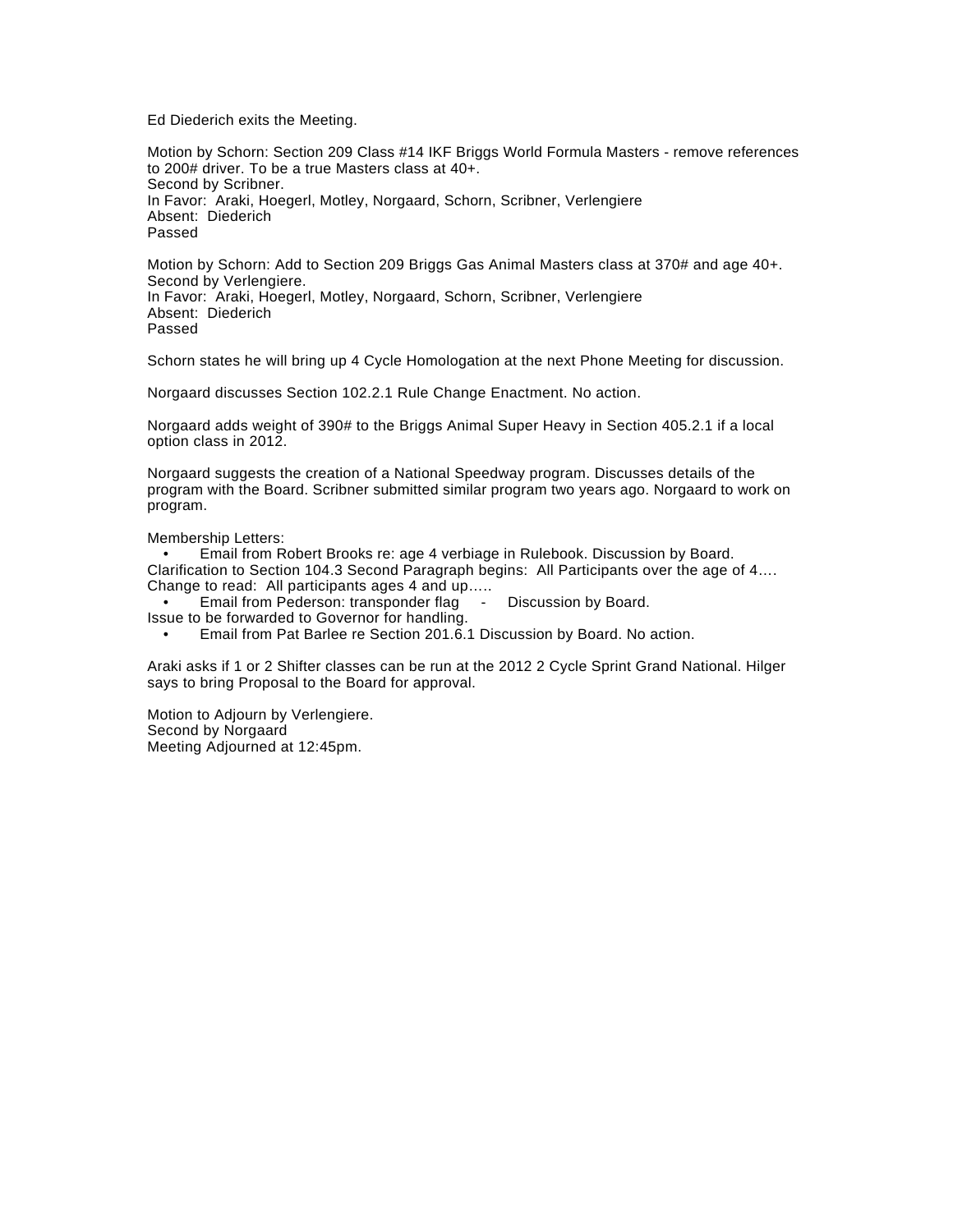Ed Diederich exits the Meeting.

Motion by Schorn: Section 209 Class #14 IKF Briggs World Formula Masters - remove references to 200# driver. To be a true Masters class at 40+.
Second by Scribner.
In Favor: Araki, Hoegerl, Motley, Norgaard, Schorn, Scribner, Verlengiere
Absent: Diederich
Passed

Motion by Schorn: Add to Section 209 Briggs Gas Animal Masters class at 370# and age 40+.
Second by Verlengiere.
In Favor: Araki, Hoegerl, Motley, Norgaard, Schorn, Scribner, Verlengiere
Absent: Diederich
Passed

Schorn states he will bring up 4 Cycle Homologation at the next Phone Meeting for discussion.

Norgaard discusses Section 102.2.1 Rule Change Enactment. No action.

Norgaard adds weight of 390# to the Briggs Animal Super Heavy in Section 405.2.1 if a local option class in 2012.

Norgaard suggests the creation of a National Speedway program. Discusses details of the program with the Board. Scribner submitted similar program two years ago. Norgaard to work on program.

Membership Letters:

- Email from Robert Brooks re: age 4 verbiage in Rulebook. Discussion by Board.

Clarification to Section 104.3 Second Paragraph begins: All Participants over the age of 4….
Change to read: All participants ages 4 and up…..

- Email from Pederson: transponder flag - Discussion by Board.

Issue to be forwarded to Governor for handling.

- Email from Pat Barlee re Section 201.6.1 Discussion by Board. No action.

Araki asks if 1 or 2 Shifter classes can be run at the 2012 2 Cycle Sprint Grand National. Hilger says to bring Proposal to the Board for approval.

Motion to Adjourn by Verlengiere.
Second by Norgaard
Meeting Adjourned at 12:45pm.